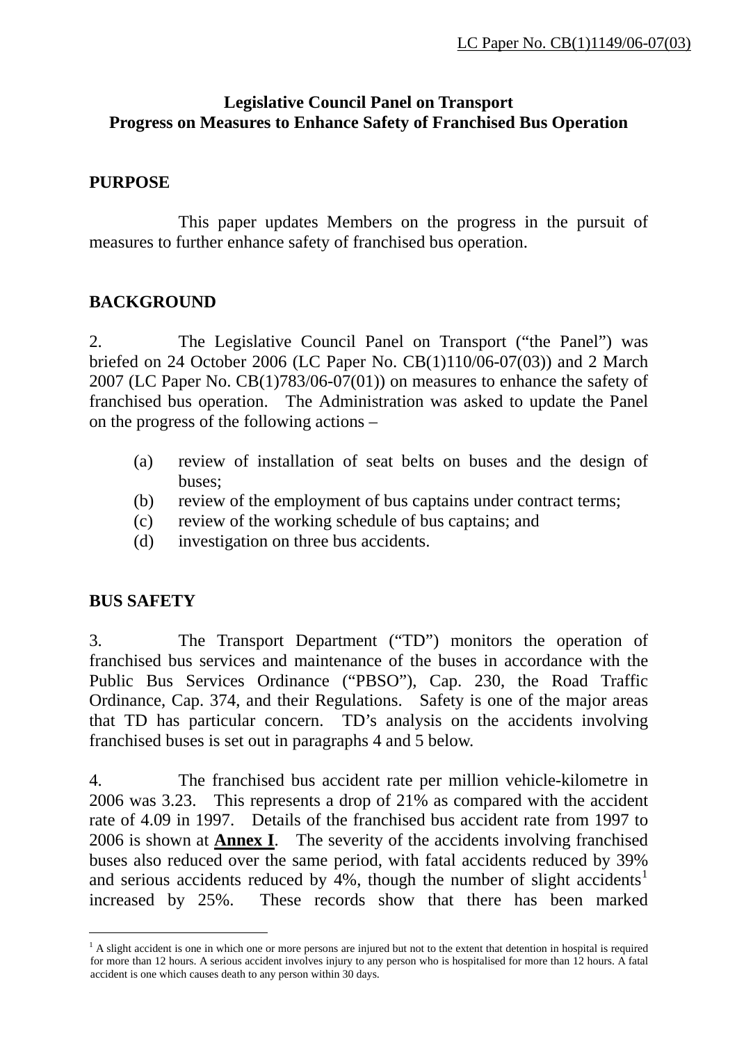LC Paper No. CB(1)1149/06-07(03)

# Legislative Council Panel on Transport
# Progress on Measures to Enhance Safety of Franchised Bus Operation

## PURPOSE

This paper updates Members on the progress in the pursuit of measures to further enhance safety of franchised bus operation.

## BACKGROUND

2. The Legislative Council Panel on Transport ("the Panel") was briefed on 24 October 2006 (LC Paper No. CB(1)110/06-07(03)) and 2 March 2007 (LC Paper No. CB(1)783/06-07(01)) on measures to enhance the safety of franchised bus operation. The Administration was asked to update the Panel on the progress of the following actions –

(a) review of installation of seat belts on buses and the design of buses;
(b) review of the employment of bus captains under contract terms;
(c) review of the working schedule of bus captains; and
(d) investigation on three bus accidents.

## BUS SAFETY

3. The Transport Department ("TD") monitors the operation of franchised bus services and maintenance of the buses in accordance with the Public Bus Services Ordinance ("PBSO"), Cap. 230, the Road Traffic Ordinance, Cap. 374, and their Regulations. Safety is one of the major areas that TD has particular concern. TD's analysis on the accidents involving franchised buses is set out in paragraphs 4 and 5 below.

4. The franchised bus accident rate per million vehicle-kilometre in 2006 was 3.23. This represents a drop of 21% as compared with the accident rate of 4.09 in 1997. Details of the franchised bus accident rate from 1997 to 2006 is shown at **Annex I**. The severity of the accidents involving franchised buses also reduced over the same period, with fatal accidents reduced by 39% and serious accidents reduced by 4%, though the number of slight accidents[1] increased by 25%. These records show that there has been marked

[1] A slight accident is one in which one or more persons are injured but not to the extent that detention in hospital is required for more than 12 hours. A serious accident involves injury to any person who is hospitalised for more than 12 hours. A fatal accident is one which causes death to any person within 30 days.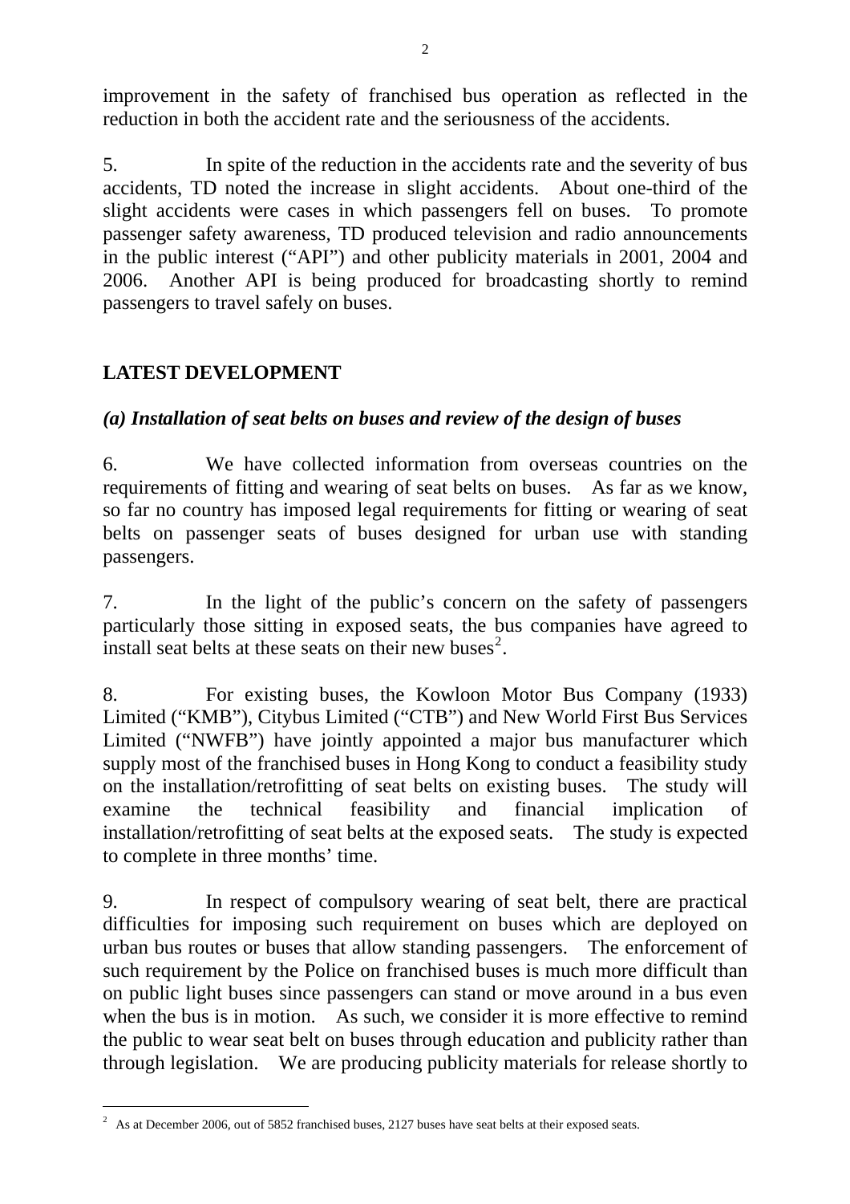improvement in the safety of franchised bus operation as reflected in the reduction in both the accident rate and the seriousness of the accidents.

5. In spite of the reduction in the accidents rate and the severity of bus accidents, TD noted the increase in slight accidents. About one-third of the slight accidents were cases in which passengers fell on buses. To promote passenger safety awareness, TD produced television and radio announcements in the public interest ("API") and other publicity materials in 2001, 2004 and 2006. Another API is being produced for broadcasting shortly to remind passengers to travel safely on buses.

## LATEST DEVELOPMENT

### *(a) Installation of seat belts on buses and review of the design of buses*

6. We have collected information from overseas countries on the requirements of fitting and wearing of seat belts on buses. As far as we know, so far no country has imposed legal requirements for fitting or wearing of seat belts on passenger seats of buses designed for urban use with standing passengers.

7. In the light of the public's concern on the safety of passengers particularly those sitting in exposed seats, the bus companies have agreed to install seat belts at these seats on their new buses[2].

8. For existing buses, the Kowloon Motor Bus Company (1933) Limited ("KMB"), Citybus Limited ("CTB") and New World First Bus Services Limited ("NWFB") have jointly appointed a major bus manufacturer which supply most of the franchised buses in Hong Kong to conduct a feasibility study on the installation/retrofitting of seat belts on existing buses. The study will examine the technical feasibility and financial implication of installation/retrofitting of seat belts at the exposed seats. The study is expected to complete in three months' time.

9. In respect of compulsory wearing of seat belt, there are practical difficulties for imposing such requirement on buses which are deployed on urban bus routes or buses that allow standing passengers. The enforcement of such requirement by the Police on franchised buses is much more difficult than on public light buses since passengers can stand or move around in a bus even when the bus is in motion. As such, we consider it is more effective to remind the public to wear seat belt on buses through education and publicity rather than through legislation. We are producing publicity materials for release shortly to

[2] As at December 2006, out of 5852 franchised buses, 2127 buses have seat belts at their exposed seats.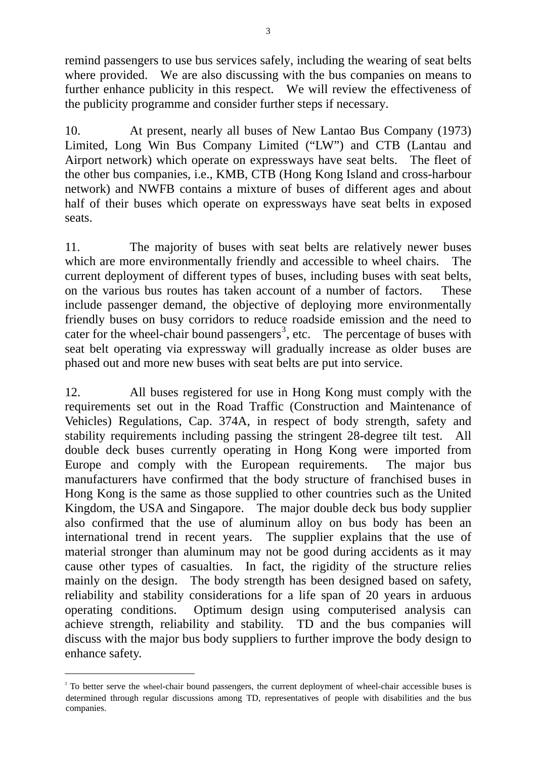remind passengers to use bus services safely, including the wearing of seat belts where provided. We are also discussing with the bus companies on means to further enhance publicity in this respect. We will review the effectiveness of the publicity programme and consider further steps if necessary.

10. At present, nearly all buses of New Lantao Bus Company (1973) Limited, Long Win Bus Company Limited ("LW") and CTB (Lantau and Airport network) which operate on expressways have seat belts. The fleet of the other bus companies, i.e., KMB, CTB (Hong Kong Island and cross-harbour network) and NWFB contains a mixture of buses of different ages and about half of their buses which operate on expressways have seat belts in exposed seats.

11. The majority of buses with seat belts are relatively newer buses which are more environmentally friendly and accessible to wheel chairs. The current deployment of different types of buses, including buses with seat belts, on the various bus routes has taken account of a number of factors. These include passenger demand, the objective of deploying more environmentally friendly buses on busy corridors to reduce roadside emission and the need to cater for the wheel-chair bound passengers[3], etc. The percentage of buses with seat belt operating via expressway will gradually increase as older buses are phased out and more new buses with seat belts are put into service.

12. All buses registered for use in Hong Kong must comply with the requirements set out in the Road Traffic (Construction and Maintenance of Vehicles) Regulations, Cap. 374A, in respect of body strength, safety and stability requirements including passing the stringent 28-degree tilt test. All double deck buses currently operating in Hong Kong were imported from Europe and comply with the European requirements. The major bus manufacturers have confirmed that the body structure of franchised buses in Hong Kong is the same as those supplied to other countries such as the United Kingdom, the USA and Singapore. The major double deck bus body supplier also confirmed that the use of aluminum alloy on bus body has been an international trend in recent years. The supplier explains that the use of material stronger than aluminum may not be good during accidents as it may cause other types of casualties. In fact, the rigidity of the structure relies mainly on the design. The body strength has been designed based on safety, reliability and stability considerations for a life span of 20 years in arduous operating conditions. Optimum design using computerised analysis can achieve strength, reliability and stability. TD and the bus companies will discuss with the major bus body suppliers to further improve the body design to enhance safety.

---

[3] To better serve the wheel-chair bound passengers, the current deployment of wheel-chair accessible buses is determined through regular discussions among TD, representatives of people with disabilities and the bus companies.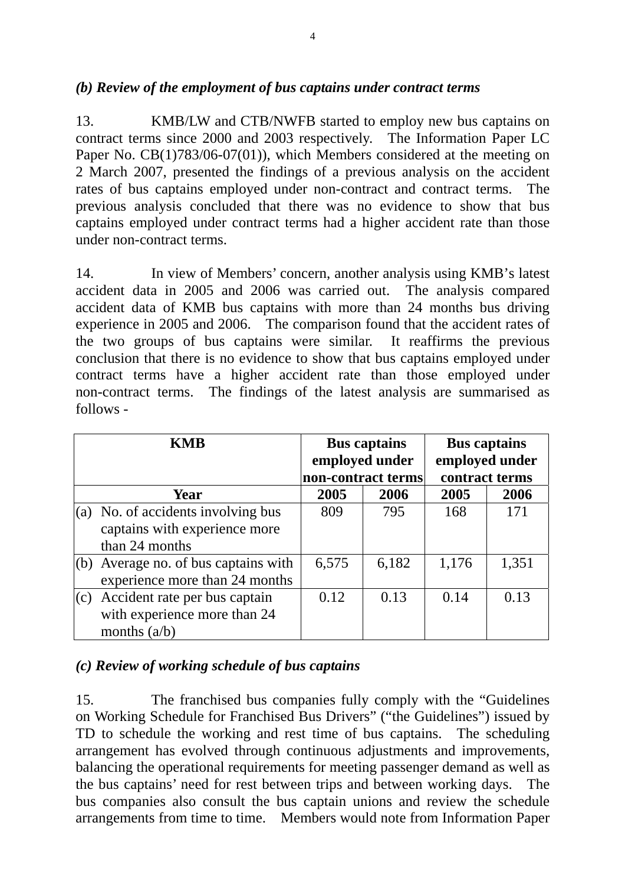*(b) Review of the employment of bus captains under contract terms*

13. KMB/LW and CTB/NWFB started to employ new bus captains on contract terms since 2000 and 2003 respectively. The Information Paper LC Paper No. CB(1)783/06-07(01)), which Members considered at the meeting on 2 March 2007, presented the findings of a previous analysis on the accident rates of bus captains employed under non-contract and contract terms. The previous analysis concluded that there was no evidence to show that bus captains employed under contract terms had a higher accident rate than those under non-contract terms.

14. In view of Members' concern, another analysis using KMB's latest accident data in 2005 and 2006 was carried out. The analysis compared accident data of KMB bus captains with more than 24 months bus driving experience in 2005 and 2006. The comparison found that the accident rates of the two groups of bus captains were similar. It reaffirms the previous conclusion that there is no evidence to show that bus captains employed under contract terms have a higher accident rate than those employed under non-contract terms. The findings of the latest analysis are summarised as follows -

| **KMB** | **Bus captains employed under non-contract terms** | | **Bus captains employed under contract terms** | |
|---|---|---|---|---|
| **Year** | **2005** | **2006** | **2005** | **2006** |
| (a) No. of accidents involving bus captains with experience more than 24 months | 809 | 795 | 168 | 171 |
| (b) Average no. of bus captains with experience more than 24 months | 6,575 | 6,182 | 1,176 | 1,351 |
| (c) Accident rate per bus captain with experience more than 24 months (a/b) | 0.12 | 0.13 | 0.14 | 0.13 |

*(c) Review of working schedule of bus captains*

15. The franchised bus companies fully comply with the "Guidelines on Working Schedule for Franchised Bus Drivers" ("the Guidelines") issued by TD to schedule the working and rest time of bus captains. The scheduling arrangement has evolved through continuous adjustments and improvements, balancing the operational requirements for meeting passenger demand as well as the bus captains' need for rest between trips and between working days. The bus companies also consult the bus captain unions and review the schedule arrangements from time to time. Members would note from Information Paper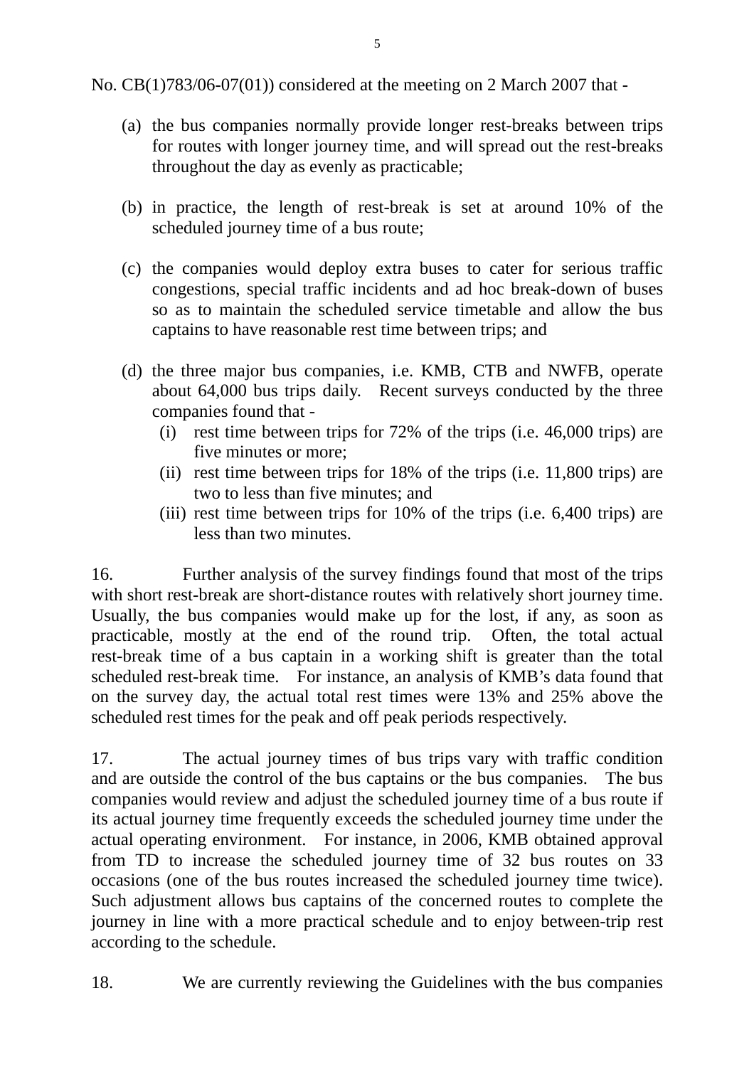No. CB(1)783/06-07(01)) considered at the meeting on 2 March 2007 that -

(a) the bus companies normally provide longer rest-breaks between trips for routes with longer journey time, and will spread out the rest-breaks throughout the day as evenly as practicable;

(b) in practice, the length of rest-break is set at around 10% of the scheduled journey time of a bus route;

(c) the companies would deploy extra buses to cater for serious traffic congestions, special traffic incidents and ad hoc break-down of buses so as to maintain the scheduled service timetable and allow the bus captains to have reasonable rest time between trips; and

(d) the three major bus companies, i.e. KMB, CTB and NWFB, operate about 64,000 bus trips daily. Recent surveys conducted by the three companies found that -
   (i) rest time between trips for 72% of the trips (i.e. 46,000 trips) are five minutes or more;
   (ii) rest time between trips for 18% of the trips (i.e. 11,800 trips) are two to less than five minutes; and
   (iii) rest time between trips for 10% of the trips (i.e. 6,400 trips) are less than two minutes.

16. Further analysis of the survey findings found that most of the trips with short rest-break are short-distance routes with relatively short journey time. Usually, the bus companies would make up for the lost, if any, as soon as practicable, mostly at the end of the round trip. Often, the total actual rest-break time of a bus captain in a working shift is greater than the total scheduled rest-break time. For instance, an analysis of KMB's data found that on the survey day, the actual total rest times were 13% and 25% above the scheduled rest times for the peak and off peak periods respectively.

17. The actual journey times of bus trips vary with traffic condition and are outside the control of the bus captains or the bus companies. The bus companies would review and adjust the scheduled journey time of a bus route if its actual journey time frequently exceeds the scheduled journey time under the actual operating environment. For instance, in 2006, KMB obtained approval from TD to increase the scheduled journey time of 32 bus routes on 33 occasions (one of the bus routes increased the scheduled journey time twice). Such adjustment allows bus captains of the concerned routes to complete the journey in line with a more practical schedule and to enjoy between-trip rest according to the schedule.

18. We are currently reviewing the Guidelines with the bus companies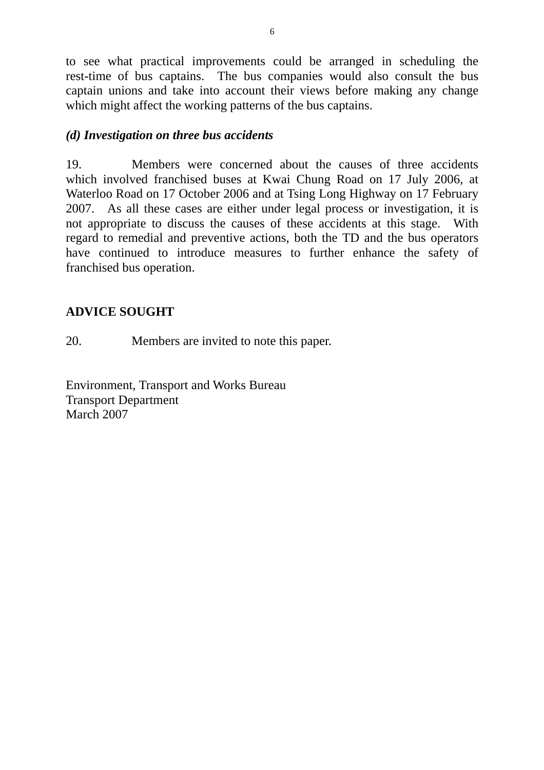to see what practical improvements could be arranged in scheduling the rest-time of bus captains. The bus companies would also consult the bus captain unions and take into account their views before making any change which might affect the working patterns of the bus captains.

***(d) Investigation on three bus accidents***

19. Members were concerned about the causes of three accidents which involved franchised buses at Kwai Chung Road on 17 July 2006, at Waterloo Road on 17 October 2006 and at Tsing Long Highway on 17 February 2007. As all these cases are either under legal process or investigation, it is not appropriate to discuss the causes of these accidents at this stage. With regard to remedial and preventive actions, both the TD and the bus operators have continued to introduce measures to further enhance the safety of franchised bus operation.

## ADVICE SOUGHT

20. Members are invited to note this paper.

Environment, Transport and Works Bureau
Transport Department
March 2007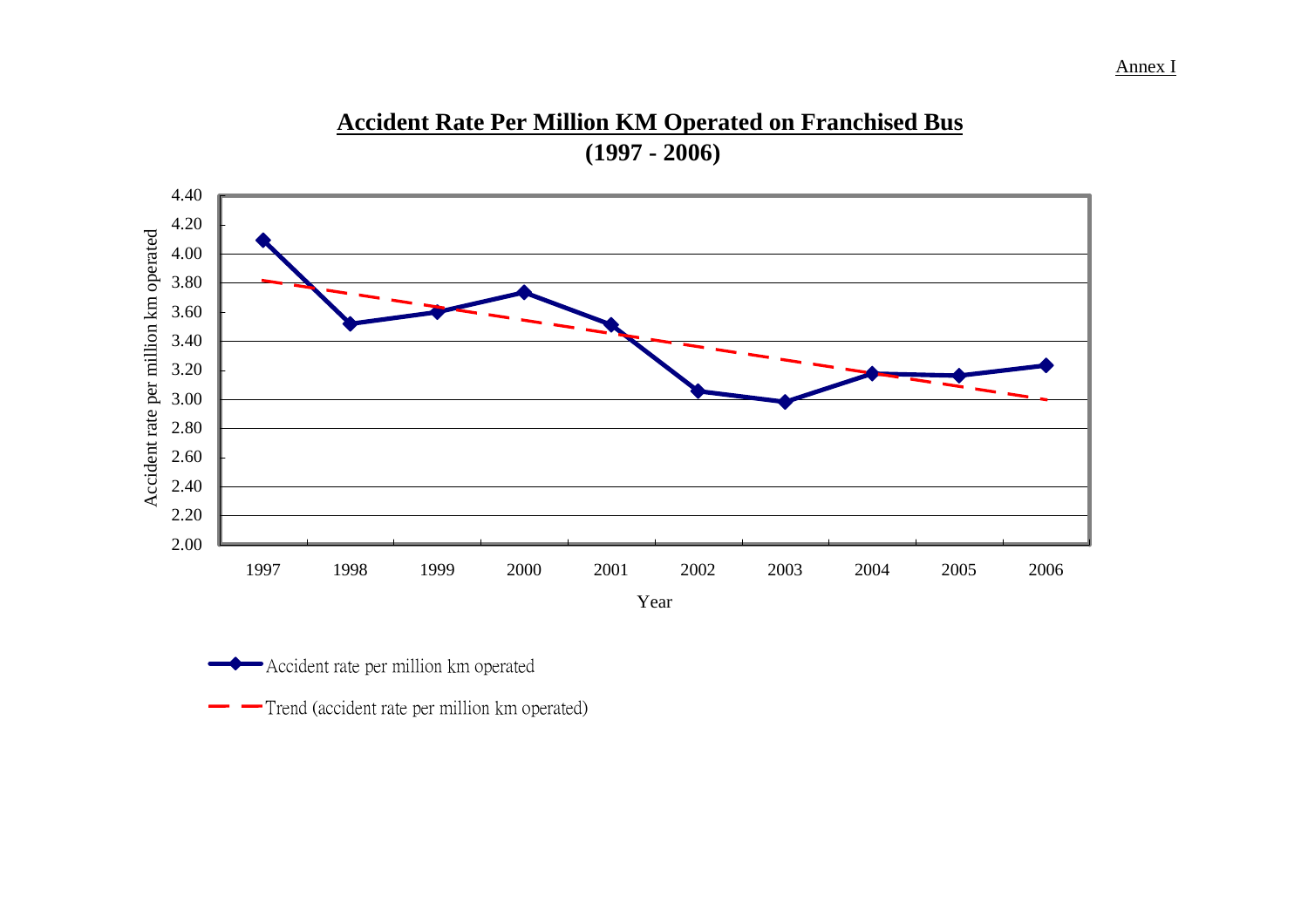Annex I

# Accident Rate Per Million KM Operated on Franchised Bus
**(1997 - 2006)**

Accident rate per million km operated

4.40
4.20
4.00
3.80
3.60
3.40
3.20
3.00
2.80
2.60
2.40
2.20
2.00

1997 1998 1999 2000 2001 2002 2003 2004 2005 2006

Year

Accident rate per million km operated

Trend (accident rate per million km operated)